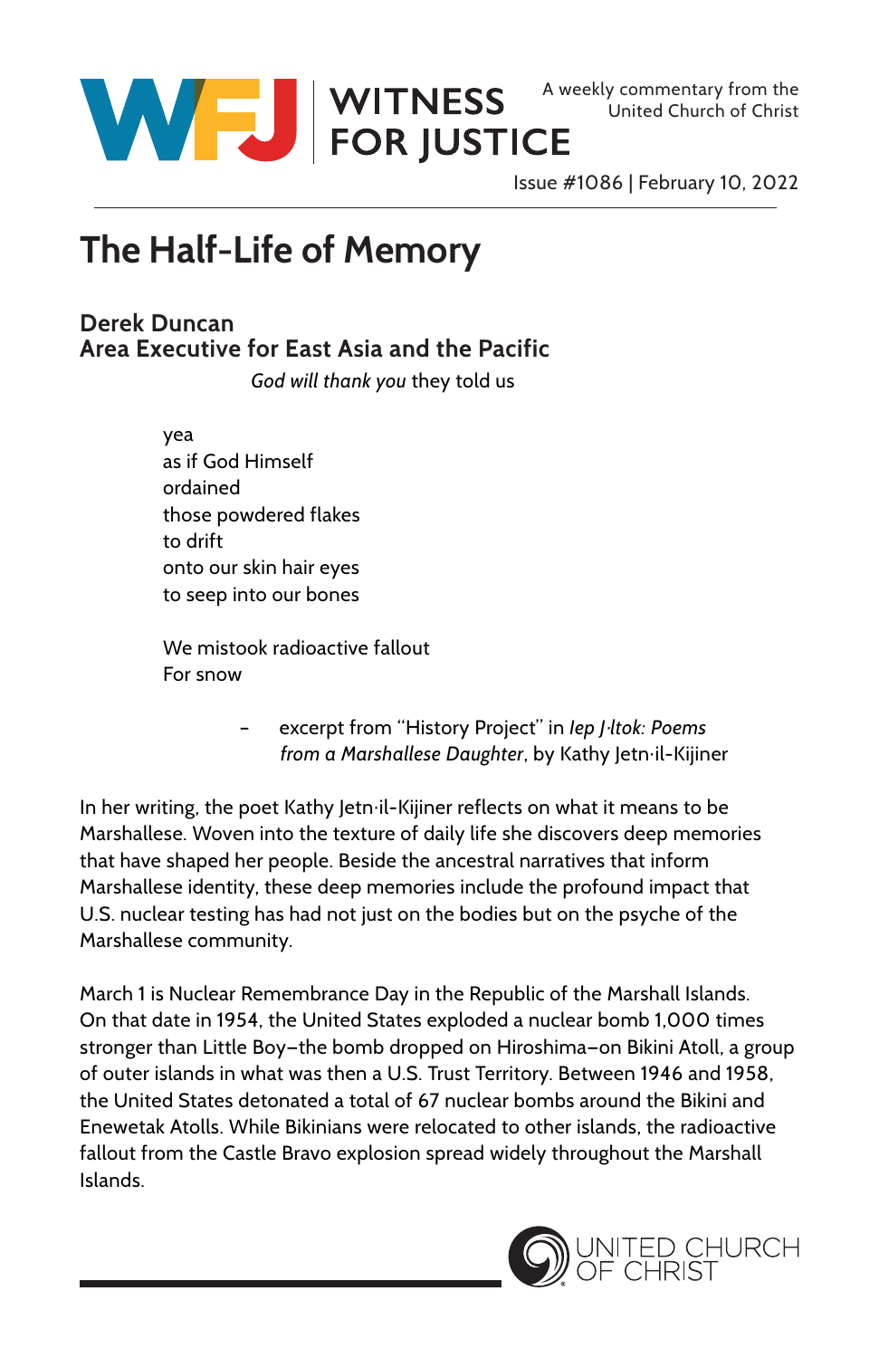WITNESS FOR JUSTICE

A weekly commentary from the United Church of Christ

Issue #1086 | February 10, 2022

# The Half-Life of Memory

**Derek Duncan**
**Area Executive for East Asia and the Pacific**

*God will thank you* they told us

yea
as if God Himself
ordained
those powdered flakes
to drift
onto our skin hair eyes
to seep into our bones

We mistook radioactive fallout
For snow

– excerpt from "History Project" in *Iep Jāltok: Poems from a Marshallese Daughter*, by Kathy Jetn̄il-Kijiner

In her writing, the poet Kathy Jetn̄il-Kijiner reflects on what it means to be Marshallese. Woven into the texture of daily life she discovers deep memories that have shaped her people. Beside the ancestral narratives that inform Marshallese identity, these deep memories include the profound impact that U.S. nuclear testing has had not just on the bodies but on the psyche of the Marshallese community.

March 1 is Nuclear Remembrance Day in the Republic of the Marshall Islands. On that date in 1954, the United States exploded a nuclear bomb 1,000 times stronger than Little Boy–the bomb dropped on Hiroshima–on Bikini Atoll, a group of outer islands in what was then a U.S. Trust Territory. Between 1946 and 1958, the United States detonated a total of 67 nuclear bombs around the Bikini and Enewetak Atolls. While Bikinians were relocated to other islands, the radioactive fallout from the Castle Bravo explosion spread widely throughout the Marshall Islands.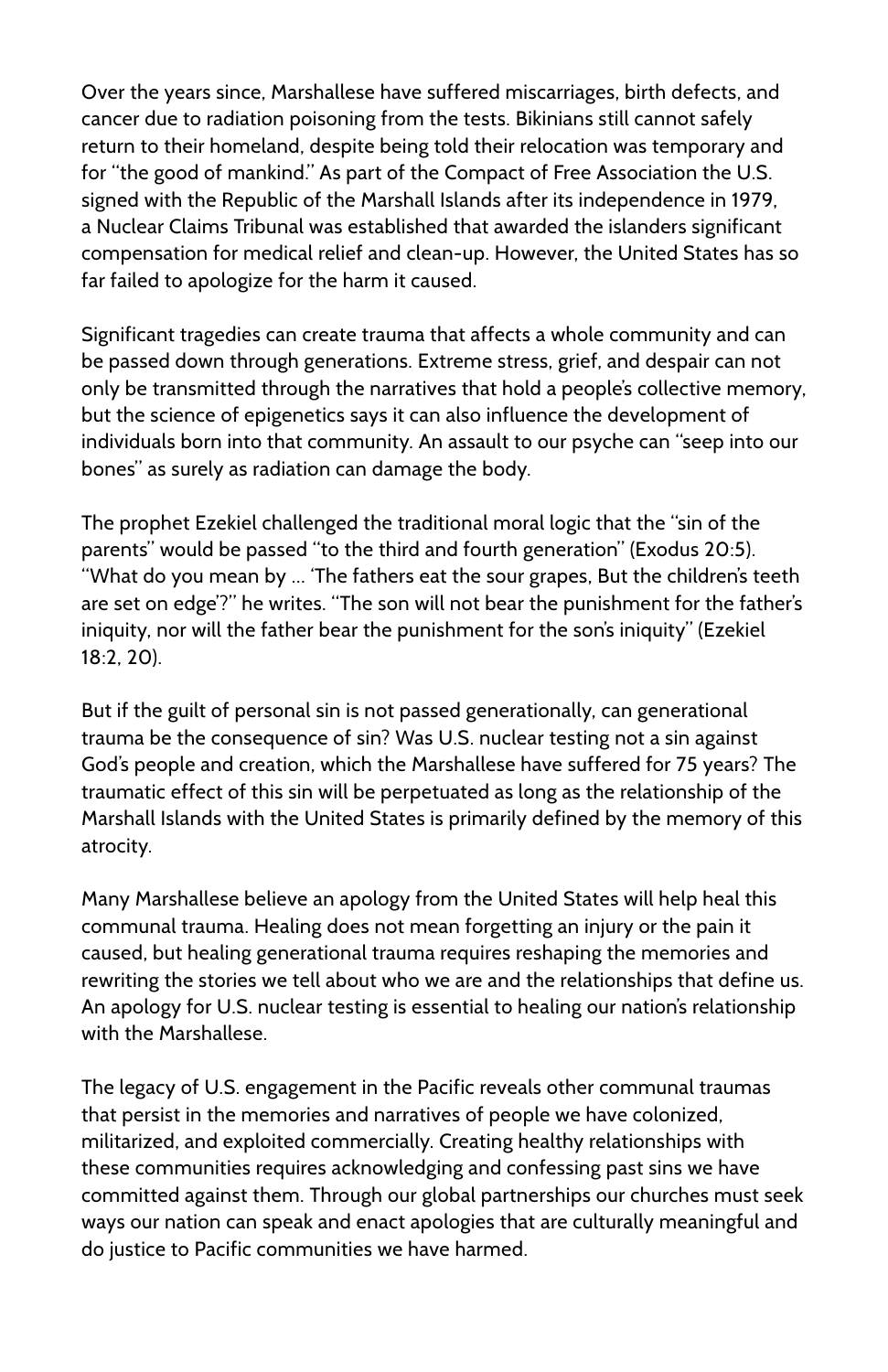Over the years since, Marshallese have suffered miscarriages, birth defects, and cancer due to radiation poisoning from the tests. Bikinians still cannot safely return to their homeland, despite being told their relocation was temporary and for "the good of mankind." As part of the Compact of Free Association the U.S. signed with the Republic of the Marshall Islands after its independence in 1979, a Nuclear Claims Tribunal was established that awarded the islanders significant compensation for medical relief and clean-up. However, the United States has so far failed to apologize for the harm it caused.

Significant tragedies can create trauma that affects a whole community and can be passed down through generations. Extreme stress, grief, and despair can not only be transmitted through the narratives that hold a people's collective memory, but the science of epigenetics says it can also influence the development of individuals born into that community. An assault to our psyche can "seep into our bones" as surely as radiation can damage the body.

The prophet Ezekiel challenged the traditional moral logic that the "sin of the parents" would be passed "to the third and fourth generation" (Exodus 20:5). "What do you mean by … 'The fathers eat the sour grapes, But the children's teeth are set on edge'?" he writes. "The son will not bear the punishment for the father's iniquity, nor will the father bear the punishment for the son's iniquity" (Ezekiel 18:2, 20).

But if the guilt of personal sin is not passed generationally, can generational trauma be the consequence of sin? Was U.S. nuclear testing not a sin against God's people and creation, which the Marshallese have suffered for 75 years? The traumatic effect of this sin will be perpetuated as long as the relationship of the Marshall Islands with the United States is primarily defined by the memory of this atrocity.

Many Marshallese believe an apology from the United States will help heal this communal trauma. Healing does not mean forgetting an injury or the pain it caused, but healing generational trauma requires reshaping the memories and rewriting the stories we tell about who we are and the relationships that define us. An apology for U.S. nuclear testing is essential to healing our nation's relationship with the Marshallese.

The legacy of U.S. engagement in the Pacific reveals other communal traumas that persist in the memories and narratives of people we have colonized, militarized, and exploited commercially. Creating healthy relationships with these communities requires acknowledging and confessing past sins we have committed against them. Through our global partnerships our churches must seek ways our nation can speak and enact apologies that are culturally meaningful and do justice to Pacific communities we have harmed.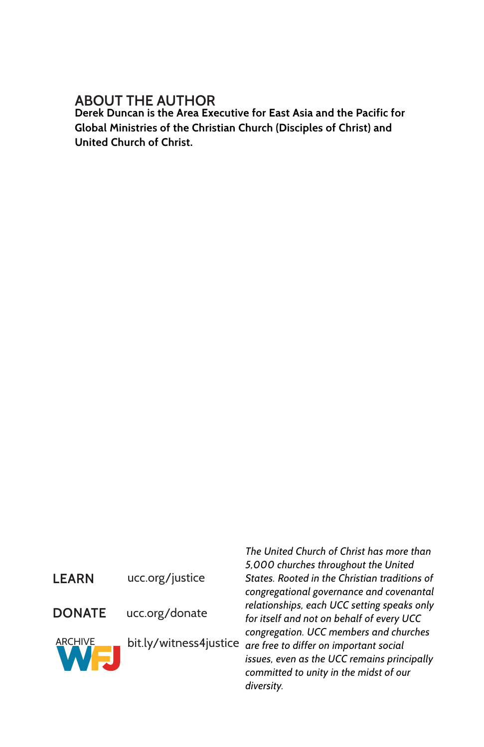## ABOUT THE AUTHOR

**Derek Duncan is the Area Executive for East Asia and the Pacific for Global Ministries of the Christian Church (Disciples of Christ) and United Church of Christ.**

**LEARN** ucc.org/justice

**DONATE** ucc.org/donate

ARCHIVE WFJ bit.ly/witness4justice

*The United Church of Christ has more than 5,000 churches throughout the United States. Rooted in the Christian traditions of congregational governance and covenantal relationships, each UCC setting speaks only for itself and not on behalf of every UCC congregation. UCC members and churches are free to differ on important social issues, even as the UCC remains principally committed to unity in the midst of our diversity.*